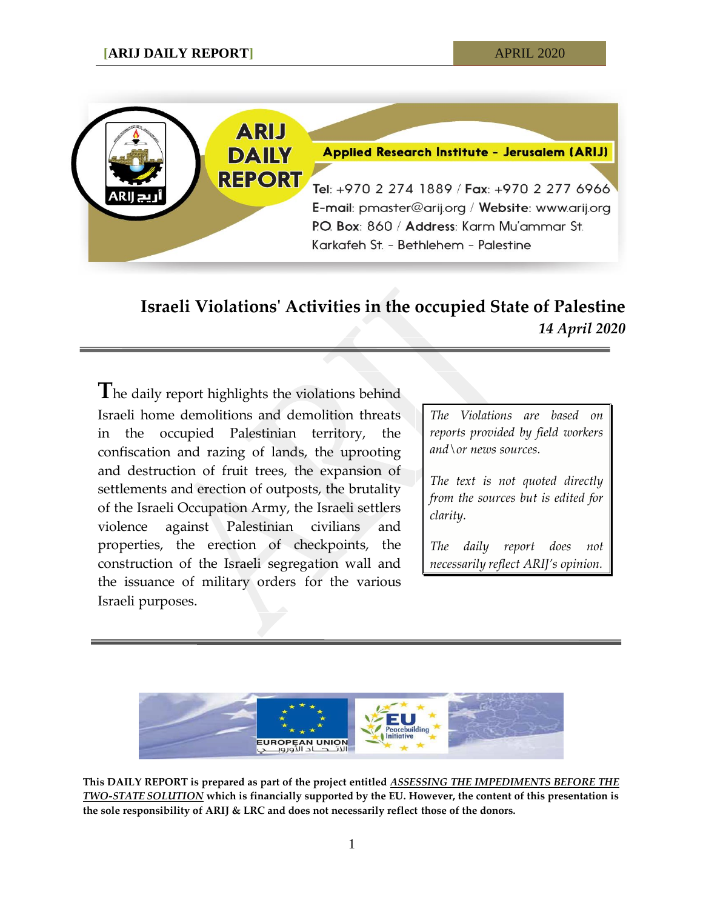Applied Research Institute - Jerusalem (ARIJ)

Tel: +970 2 274 1889 / Fax: +970 2 277 6966
E-mail: pmaster@arij.org / Website: www.arij.org
P.O. Box: 860 / Address: Karm Mu'ammar St.
Karkafeh St. - Bethlehem - Palestine

# Israeli Violations' Activities in the occupied State of Palestine

*14 April 2020*

The daily report highlights the violations behind Israeli home demolitions and demolition threats in the occupied Palestinian territory, the confiscation and razing of lands, the uprooting and destruction of fruit trees, the expansion of settlements and erection of outposts, the brutality of the Israeli Occupation Army, the Israeli settlers violence against Palestinian civilians and properties, the erection of checkpoints, the construction of the Israeli segregation wall and the issuance of military orders for the various Israeli purposes.

*The Violations are based on reports provided by field workers and\or news sources.*

*The text is not quoted directly from the sources but is edited for clarity.*

*The daily report does not necessarily reflect ARIJ's opinion.*

**This DAILY REPORT is prepared as part of the project entitled *ASSESSING THE IMPEDIMENTS BEFORE THE TWO-STATE SOLUTION* which is financially supported by the EU. However, the content of this presentation is the sole responsibility of ARIJ & LRC and does not necessarily reflect those of the donors.**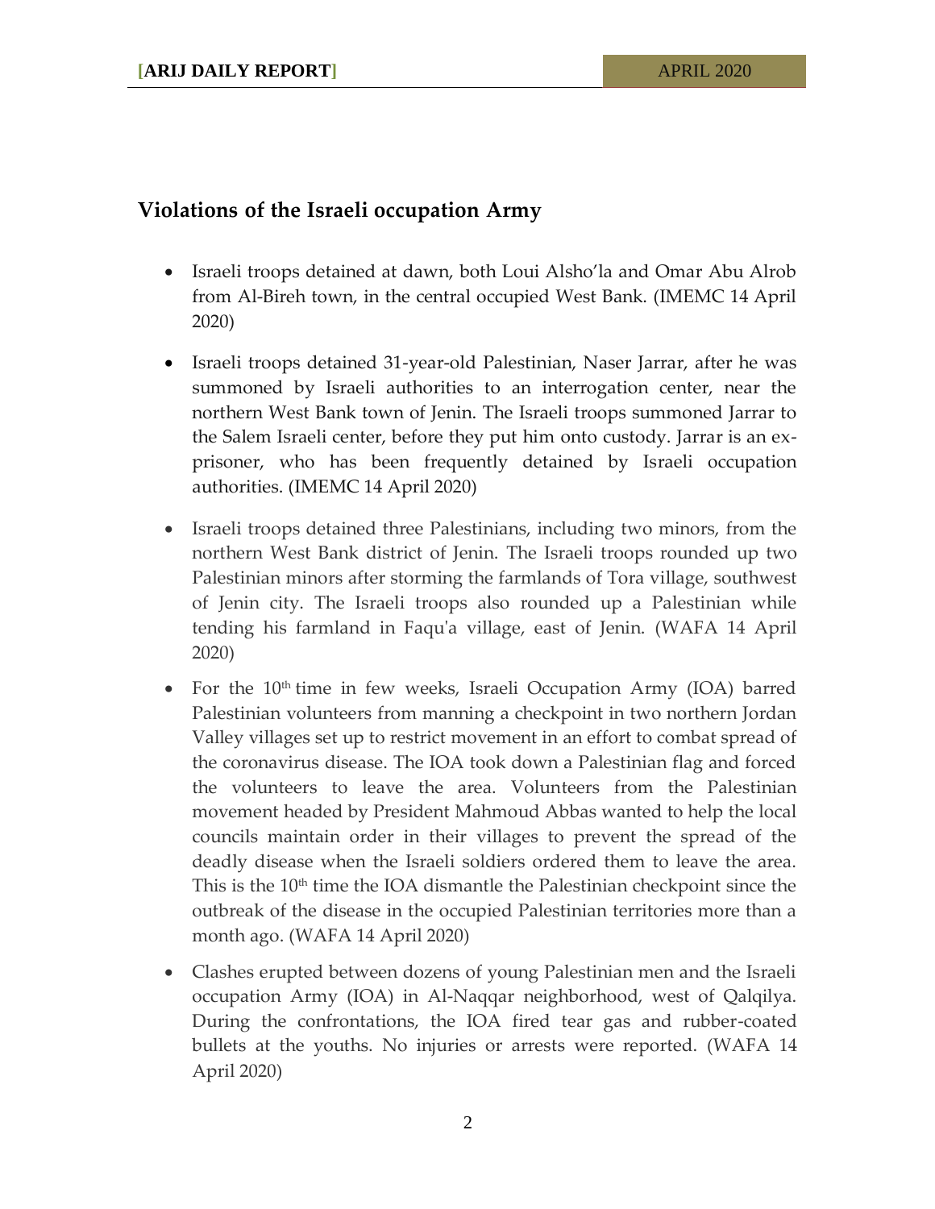## Violations of the Israeli occupation Army

- Israeli troops detained at dawn, both Loui Alsho'la and Omar Abu Alrob from Al-Bireh town, in the central occupied West Bank. (IMEMC 14 April 2020)
- Israeli troops detained 31-year-old Palestinian, Naser Jarrar, after he was summoned by Israeli authorities to an interrogation center, near the northern West Bank town of Jenin. The Israeli troops summoned Jarrar to the Salem Israeli center, before they put him onto custody. Jarrar is an ex-prisoner, who has been frequently detained by Israeli occupation authorities. (IMEMC 14 April 2020)
- Israeli troops detained three Palestinians, including two minors, from the northern West Bank district of Jenin. The Israeli troops rounded up two Palestinian minors after storming the farmlands of Tora village, southwest of Jenin city. The Israeli troops also rounded up a Palestinian while tending his farmland in Faqu'a village, east of Jenin. (WAFA 14 April 2020)
- For the 10th time in few weeks, Israeli Occupation Army (IOA) barred Palestinian volunteers from manning a checkpoint in two northern Jordan Valley villages set up to restrict movement in an effort to combat spread of the coronavirus disease. The IOA took down a Palestinian flag and forced the volunteers to leave the area. Volunteers from the Palestinian movement headed by President Mahmoud Abbas wanted to help the local councils maintain order in their villages to prevent the spread of the deadly disease when the Israeli soldiers ordered them to leave the area. This is the 10th time the IOA dismantle the Palestinian checkpoint since the outbreak of the disease in the occupied Palestinian territories more than a month ago. (WAFA 14 April 2020)
- Clashes erupted between dozens of young Palestinian men and the Israeli occupation Army (IOA) in Al-Naqqar neighborhood, west of Qalqilya. During the confrontations, the IOA fired tear gas and rubber-coated bullets at the youths. No injuries or arrests were reported. (WAFA 14 April 2020)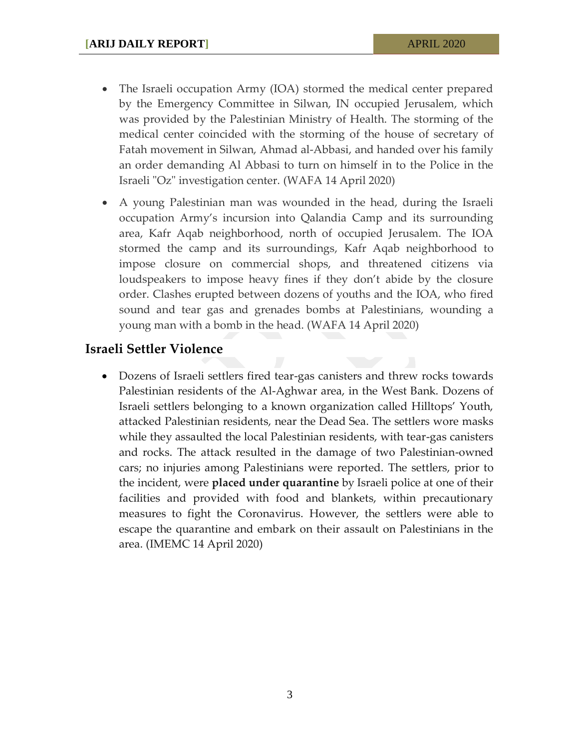- The Israeli occupation Army (IOA) stormed the medical center prepared by the Emergency Committee in Silwan, IN occupied Jerusalem, which was provided by the Palestinian Ministry of Health. The storming of the medical center coincided with the storming of the house of secretary of Fatah movement in Silwan, Ahmad al-Abbasi, and handed over his family an order demanding Al Abbasi to turn on himself in to the Police in the Israeli "Oz" investigation center. (WAFA 14 April 2020)
- A young Palestinian man was wounded in the head, during the Israeli occupation Army's incursion into Qalandia Camp and its surrounding area, Kafr Aqab neighborhood, north of occupied Jerusalem. The IOA stormed the camp and its surroundings, Kafr Aqab neighborhood to impose closure on commercial shops, and threatened citizens via loudspeakers to impose heavy fines if they don't abide by the closure order. Clashes erupted between dozens of youths and the IOA, who fired sound and tear gas and grenades bombs at Palestinians, wounding a young man with a bomb in the head. (WAFA 14 April 2020)

## Israeli Settler Violence

- Dozens of Israeli settlers fired tear-gas canisters and threw rocks towards Palestinian residents of the Al-Aghwar area, in the West Bank. Dozens of Israeli settlers belonging to a known organization called Hilltops' Youth, attacked Palestinian residents, near the Dead Sea. The settlers wore masks while they assaulted the local Palestinian residents, with tear-gas canisters and rocks. The attack resulted in the damage of two Palestinian-owned cars; no injuries among Palestinians were reported. The settlers, prior to the incident, were **placed under quarantine** by Israeli police at one of their facilities and provided with food and blankets, within precautionary measures to fight the Coronavirus. However, the settlers were able to escape the quarantine and embark on their assault on Palestinians in the area. (IMEMC 14 April 2020)